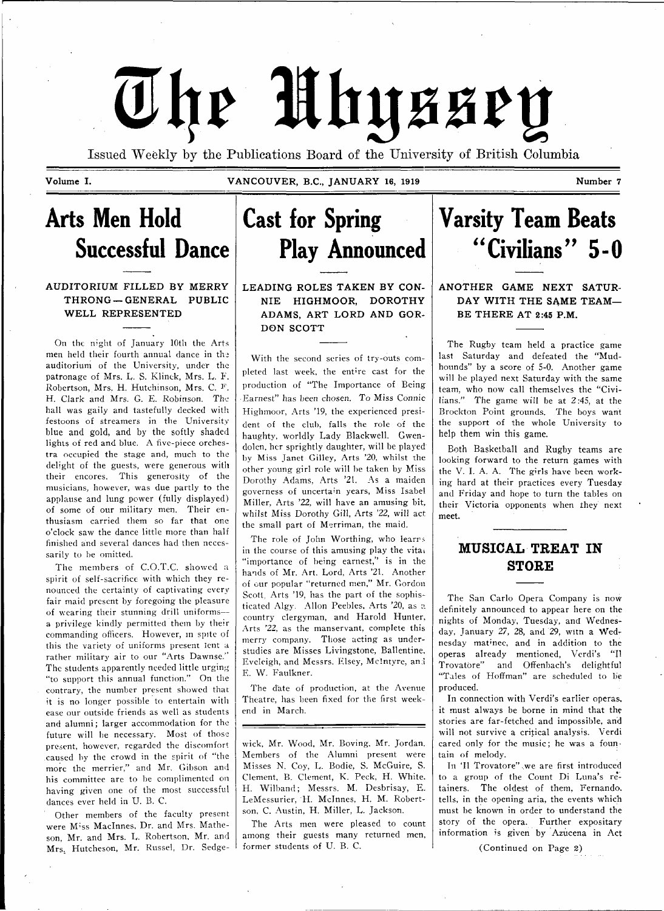# The Ubyssey

Issued Weekly by the Publications Board of the University of British Columbia

Volume I. VANCOUVER, B.C., JANUARY 16, 1919 Number 7

## Arts Men Hold Successful Dance

### AUDITORIUM FILLED BY MERRY THRONG—GENERAL PUBLIC WELL REPRESENTED

On the night of January 10th the Arts men held their fourth annual dance in the auditorium of the University, under the patronage of Mrs. L. S. Klinck, Mrs. L. F. Robertson, Mrs. H. Hutchinson, Mrs. C. F. H. Clark and Mrs. G. E. Robinson. The hall was gaily and tastefully decked with festoons of streamers in the University blue and gold, and by the softly shaded lights of red and blue. A five-piece orchestra occupied the stage and, much to the delight of the guests, were generous with their encores. This generosity of the musicians, however, was due partly to the applause and lung power (fully displayed) of some of our military men. Their enthusiasm carried them so far that one o'clock saw the dance little more than half finished and several dances had then necessarily to be omitted.

The members of C.O.T.C. showed a spirit of self-sacrifice with which they renounced the certainty of captivating every fair maid present by foregoing the pleasure of wearing their stunning drill uniforms—a privilege kindly permitted them by their commanding officers. However, in spite of this the variety of uniforms present lent a rather military air to our "Arts Dawnse." The students apparently needed little urging "to support this annual function." On the contrary, the number present showed that it is no longer possible to entertain with ease our outside friends as well as students and alumni; larger accommodation for the future will be necessary. Most of those present, however, regarded the discomfort caused by the crowd in the spirit of "the more the merrier," and Mr. Gibson and his committee are to be complimented on having given one of the most successful dances ever held in U. B. C.

Other members of the faculty present were Miss MacInnes, Dr. and Mrs. Matheson, Mr. and Mrs. L. Robertson, Mr. and Mrs. Hutcheson, Mr. Russel, Dr. Sedgewick, Mr. Wood, Mr. Boving, Mr. Jordan. Members of the Alumni present were Misses N. Coy, L. Bodie, S. McGuire, S. Clement, B. Clement, K. Peck, H. White, H. Wilband; Messrs. M. Desbrisay, E. LeMessurier, H. McInnes, H. M. Robertson, C. Austin, H. Miller, L. Jackson.

The Arts men were pleased to count among their guests many returned men, former students of U. B. C.

## Cast for Spring Play Announced

### LEADING ROLES TAKEN BY CONNIE HIGHMOOR, DOROTHY ADAMS, ART LORD AND GORDON SCOTT

With the second series of try-outs completed last week, the entire cast for the production of "The Importance of Being Earnest" has been chosen. To Miss Connie Highmoor, Arts '19, the experienced president of the club, falls the role of the haughty, worldly Lady Blackwell. Gwendolen, her sprightly daughter, will be played by Miss Janet Gilley, Arts '20, whilst the other young girl role will be taken by Miss Dorothy Adams, Arts '21. As a maiden governess of uncertain years, Miss Isabel Miller, Arts '22, will have an amusing bit, whilst Miss Dorothy Gill, Arts '22, will act the small part of Merriman, the maid.

The role of John Worthing, who learns in the course of this amusing play the vital "importance of being earnest," is in the hands of Mr. Art. Lord, Arts '21. Another of our popular "returned men," Mr. Gordon Scott, Arts '19, has the part of the sophisticated Algy. Allon Peebles, Arts '20, as a country clergyman, and Harold Hunter, Arts '22, as the manservant, complete this merry company. Those acting as understudies are Misses Livingstone, Ballentine, Eveleigh, and Messrs. Elsey, McIntyre, and E. W. Faulkner.

The date of production, at the Avenue Theatre, has been fixed for the first weekend in March.

## Varsity Team Beats "Civilians" 5-0

### ANOTHER GAME NEXT SATURDAY WITH THE SAME TEAM—BE THERE AT 2:45 P.M.

The Rugby team held a practice game last Saturday and defeated the "Mudhounds" by a score of 5-0. Another game will be played next Saturday with the same team, who now call themselves the "Civilians." The game will be at 2:45, at the Brockton Point grounds. The boys want the support of the whole University to help them win this game.

Both Basketball and Rugby teams are looking forward to the return games with the V. I. A. A. The girls have been working hard at their practices every Tuesday and Friday and hope to turn the tables on their Victoria opponents when they next meet.

## MUSICAL TREAT IN STORE

The San Carlo Opera Company is now definitely announced to appear here on the nights of Monday, Tuesday, and Wednesday, January 27, 28, and 29, with a Wednesday matinee, and in addition to the operas already mentioned, Verdi's "Il Trovatore" and Offenbach's delightful "Tales of Hoffman" are scheduled to be produced.

In connection with Verdi's earlier operas, it must always be borne in mind that the stories are far-fetched and impossible, and will not survive a critical analysis. Verdi cared only for the music; he was a fountain of melody.

In 'Il Trovatore" we are first introduced to a group of the Count Di Luna's retainers. The oldest of them, Fernando, tells, in the opening aria, the events which must be known in order to understand the story of the opera. Further expositary information is given by Azucena in Act

(Continued on Page 2)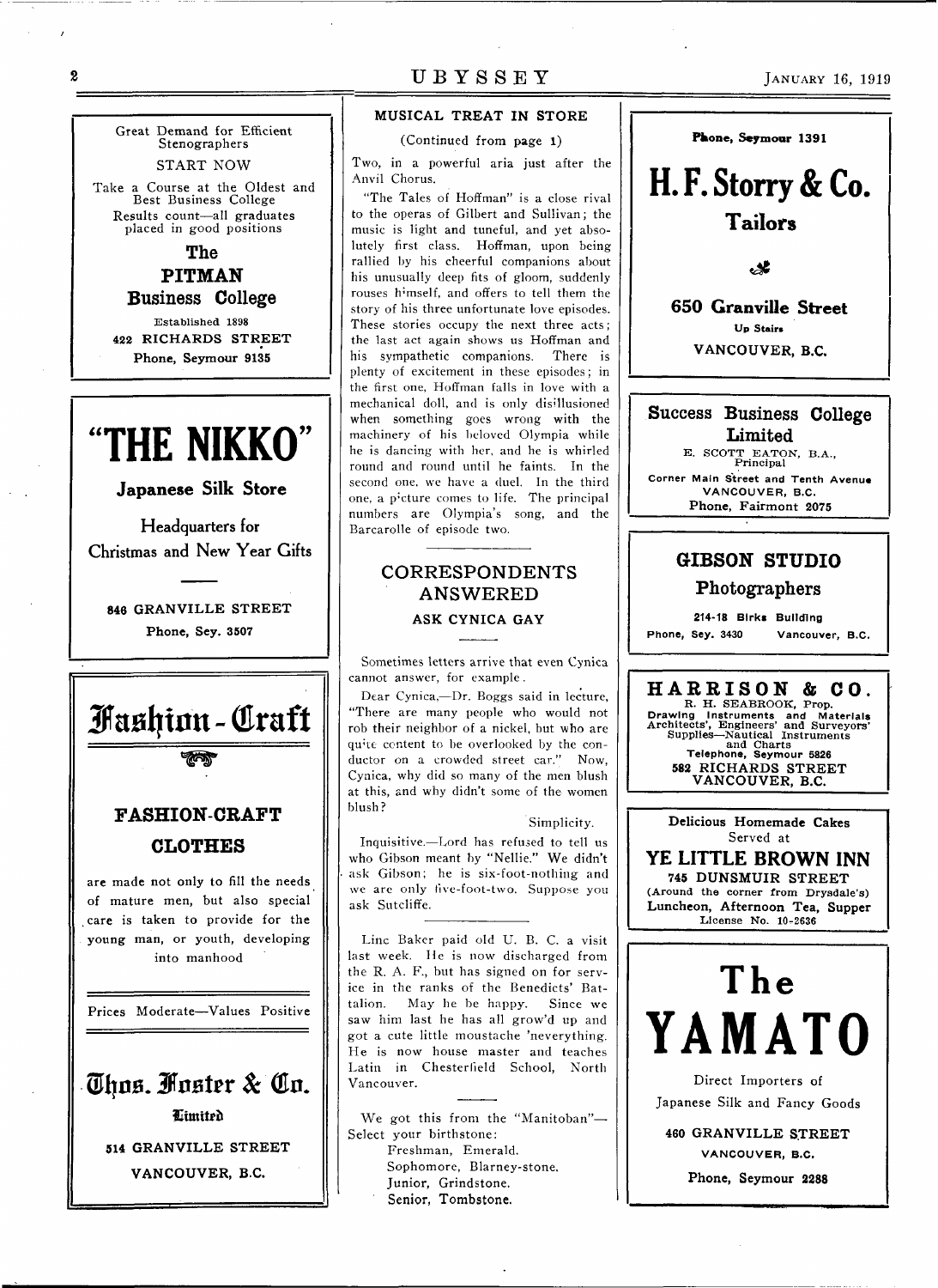Great Demand for Efficient Stenographers

START NOW

Take a Course at the Oldest and Best Business College

Results count—all graduates placed in good positions

**The PITMAN Business College**

Established 1898

422 RICHARDS STREET

Phone, Seymour 9135

---

# "THE NIKKO"

**Japanese Silk Store**

Headquarters for Christmas and New Year Gifts

846 GRANVILLE STREET

Phone, Sey. 3507

---

# Fashion-Craft

**FASHION-CRAFT CLOTHES**

are made not only to fill the needs of mature men, but also special care is taken to provide for the young man, or youth, developing into manhood

Prices Moderate—Values Positive

**Thos. Foster & Co.**

Limited

514 GRANVILLE STREET

VANCOUVER, B.C.

---

### MUSICAL TREAT IN STORE

(Continued from page 1)

Two, in a powerful aria just after the Anvil Chorus.

"The Tales of Hoffman" is a close rival to the operas of Gilbert and Sullivan; the music is light and tuneful, and yet absolutely first class. Hoffman, upon being rallied by his cheerful companions about his unusually deep fits of gloom, suddenly rouses himself, and offers to tell them the story of his three unfortunate love episodes. These stories occupy the next three acts; the last act again shows us Hoffman and his sympathetic companions. There is plenty of excitement in these episodes; in the first one, Hoffman falls in love with a mechanical doll, and is only disillusioned when something goes wrong with the machinery of his beloved Olympia while he is dancing with her, and he is whirled round and round until he faints. In the second one, we have a duel. In the third one, a picture comes to life. The principal numbers are Olympia's song, and the Barcarolle of episode two.

## CORRESPONDENTS ANSWERED

### ASK CYNICA GAY

Sometimes letters arrive that even Cynica cannot answer, for example.

Dear Cynica,—Dr. Boggs said in lecture, "There are many people who would not rob their neighbor of a nickel, but who are quite content to be overlooked by the conductor on a crowded street car." Now, Cynica, why did so many of the men blush at this, and why didn't some of the women blush?

Simplicity.

Inquisitive.—Lord has refused to tell us who Gibson meant by "Nellie." We didn't ask Gibson; he is six-foot-nothing and we are only five-foot-two. Suppose you ask Sutcliffe.

---

Linc Baker paid old U. B. C. a visit last week. He is now discharged from the R. A. F., but has signed on for service in the ranks of the Benedicts' Battalion. May he be happy. Since we saw him last he has all grow'd up and got a cute little moustache 'neverything. He is now house master and teaches Latin in Chesterfield School, North Vancouver.

---

We got this from the "Manitoban"—
Select your birthstone:

Freshman, Emerald.
Sophomore, Blarney-stone.
Junior, Grindstone.
Senior, Tombstone.

---

**Phone, Seymour 1391**

# H. F. Storry & Co.

**Tailors**

**650 Granville Street**

Up Stairs

VANCOUVER, B.C.

---

**Success Business College Limited**

E. SCOTT EATON, B.A., Principal

Corner Main Street and Tenth Avenue

VANCOUVER, B.C.

Phone, Fairmont 2075

---

**GIBSON STUDIO**

**Photographers**

214-18 Birks Building

Phone, Sey. 3430 Vancouver, B.C.

---

**HARRISON & CO.**

R. H. SEABROOK, Prop.

Drawing Instruments and Materials
Architects', Engineers' and Surveyors' Supplies—Nautical Instruments and Charts

Telephone, Seymour 5826

582 RICHARDS STREET

VANCOUVER, B.C.

---

Delicious Homemade Cakes Served at

**YE LITTLE BROWN INN**

745 DUNSMUIR STREET

(Around the corner from Drysdale's)

Luncheon, Afternoon Tea, Supper

License No. 10-2636

---

# The YAMATO

Direct Importers of Japanese Silk and Fancy Goods

460 GRANVILLE STREET

VANCOUVER, B.C.

Phone, Seymour 2288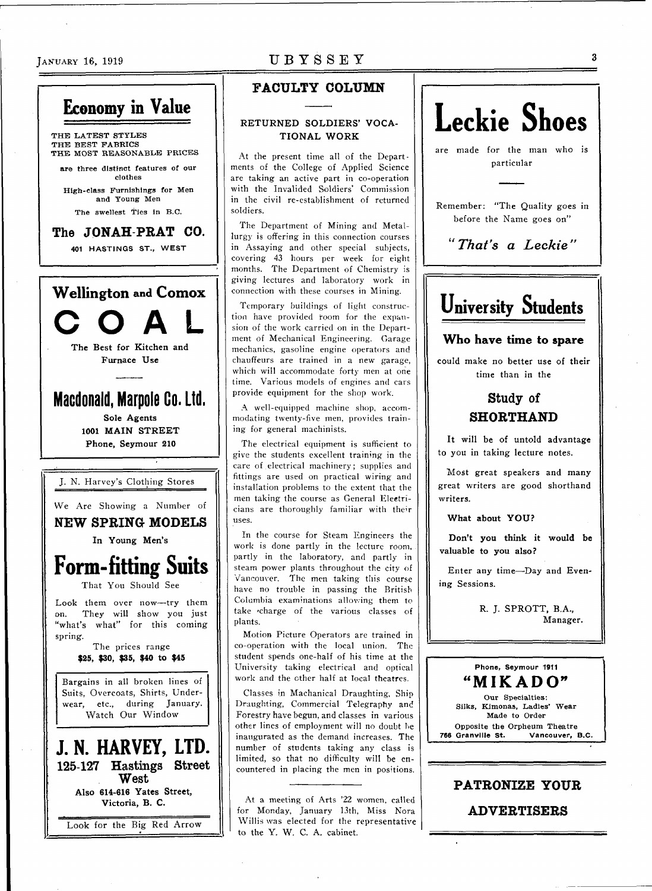## Economy in Value

THE LATEST STYLES
THE BEST FABRICS
THE MOST REASONABLE PRICES

are three distinct features of our clothes

High-class Furnishings for Men and Young Men

The swellest Ties in B.C.

**The JONAH-PRAT CO.**

401 HASTINGS ST., WEST

---

## Wellington and Comox

# COAL

**The Best for Kitchen and Furnace Use**

## Macdonald, Marpole Co. Ltd.

**Sole Agents**
**1001 MAIN STREET**
**Phone, Seymour 210**

---

J. N. Harvey's Clothing Stores

We Are Showing a Number of

**NEW SPRING MODELS**

In Young Men's

## Form-fitting Suits

That You Should See

Look them over now—try them on. They will show you just "what's what" for this coming spring.

The prices range
**$25, $30, $35, $40 to $45**

Bargains in all broken lines of Suits, Overcoats, Shirts, Underwear, etc., during January. Watch Our Window

## J. N. HARVEY, LTD.

**125-127 Hastings Street West**

Also 614-616 Yates Street, Victoria, B. C.

Look for the Big Red Arrow

---

## FACULTY COLUMN

### RETURNED SOLDIERS' VOCATIONAL WORK

At the present time all of the Departments of the College of Applied Science are taking an active part in co-operation with the Invalided Soldiers' Commission in the civil re-establishment of returned soldiers.

The Department of Mining and Metallurgy is offering in this connection courses in Assaying and other special subjects, covering 43 hours per week for eight months. The Department of Chemistry is giving lectures and laboratory work in connection with these courses in Mining.

Temporary buildings of light construction have provided room for the expansion of the work carried on in the Department of Mechanical Engineering. Garage mechanics, gasoline engine operators and chauffeurs are trained in a new garage, which will accommodate forty men at one time. Various models of engines and cars provide equipment for the shop work.

A well-equipped machine shop, accommodating twenty-five men, provides training for general machinists.

The electrical equipment is sufficient to give the students excellent training in the care of electrical machinery; supplies and fittings are used on practical wiring and installation problems to the extent that the men taking the course as General Electricians are thoroughly familiar with their uses.

In the course for Steam Engineers the work is done partly in the lecture room, partly in the laboratory, and partly in steam power plants throughout the city of Vancouver. The men taking this course have no trouble in passing the British Columbia examinations allowing them to take charge of the various classes of plants.

Motion Picture Operators are trained in co-operation with the local union. The student spends one-half of his time at the University taking electrical and optical work and the other half at local theatres.

Classes in Machanical Draughting, Ship Draughting, Commercial Telegraphy and Forestry have begun, and classes in various other lines of employment will no doubt be inaugurated as the demand increases. The number of students taking any class is limited, so that no difficulty will be encountered in placing the men in positions.

---

At a meeting of Arts '22 women, called for Monday, January 13th, Miss Nora Willis was elected for the representative to the Y. W. C. A. cabinet.

---

# Leckie Shoes

are made for the man who is particular

Remember: "The Quality goes in before the Name goes on"

***"That's a Leckie"***

---

## University Students

### Who have time to spare

could make no better use of their time than in the

### Study of SHORTHAND

It will be of untold advantage to you in taking lecture notes.

Most great speakers and many great writers are good shorthand writers.

**What about YOU?**

**Don't you think it would be valuable to you also?**

Enter any time—Day and Evening Sessions.

R. J. SPROTT, B.A.,
Manager.

---

**Phone, Seymour 1911**

## "MIKADO"

**Our Specialties:**
**Silks, Kimonas, Ladies' Wear**
**Made to Order**
**Opposite the Orpheum Theatre**
**766 Granville St. Vancouver, B.C.**

---

### PATRONIZE YOUR ADVERTISERS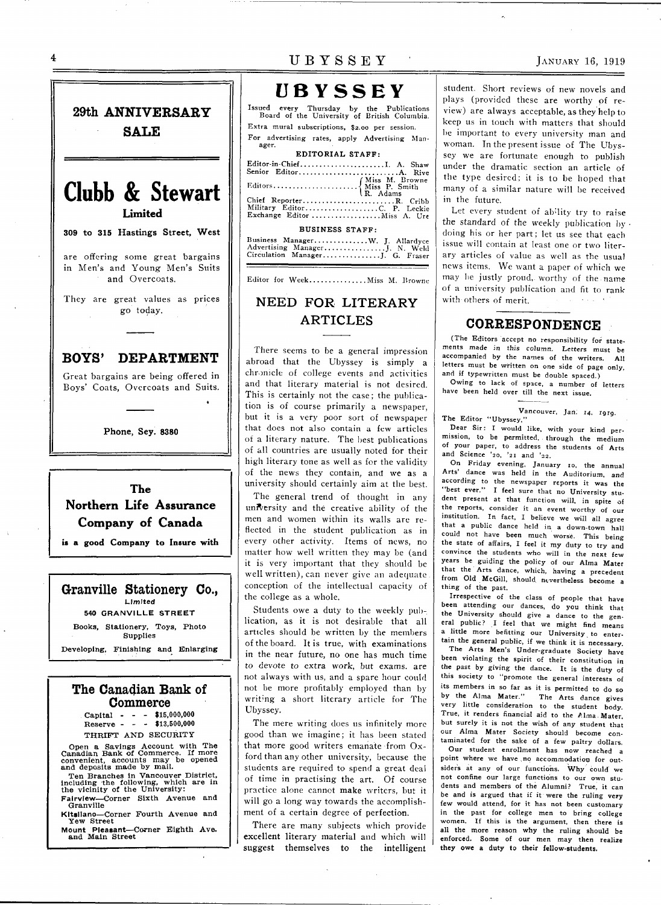## 29th ANNIVERSARY SALE

# Clubb & Stewart

**Limited**

**309 to 315 Hastings Street, West**

are offering some great bargains in Men's and Young Men's Suits and Overcoats.

They are great values as prices go today.

### BOYS' DEPARTMENT

Great bargains are being offered in Boys' Coats, Overcoats and Suits.

**Phone, Sey. 8380**

---

**The Northern Life Assurance Company of Canada**

**is a good Company to Insure with**

---

**Granville Stationery Co.,**
*Limited*

**540 GRANVILLE STREET**

Books, Stationery, Toys, Photo Supplies

Developing, Finishing and Enlarging

---

**The Canadian Bank of Commerce**

Capital - - - $15,000,000
Reserve - - - $13,500,000

THRIFT AND SECURITY

Open a Savings Account with The Canadian Bank of Commerce. If more convenient, accounts may be opened and deposits made by mail.

Ten Branches in Vancouver District, including the following, which are in the vicinity of the University:

**Fairview**—Corner Sixth Avenue and Granville

**Kitsilano**—Corner Fourth Avenue and Yew Street

**Mount Pleasant**—Corner Eighth Ave. and Main Street

---

# UBYSSEY

Issued every Thursday by the Publications Board of the University of British Columbia.

Extra mural subscriptions, $2.00 per session.

For advertising rates, apply Advertising Manager.

**EDITORIAL STAFF:**

Editor-in-Chief....................I. A. Shaw
Senior Editor....................A. Rive
Editors....................Miss M. Browne, Miss P. Smith, R. Adams
Chief Reporter....................R. Cribb
Military Editor....................C. P. Leckie
Exchange Editor....................Miss A. Ure

**BUSINESS STAFF:**

Business Manager....................W. J. Allardyce
Advertising Manager....................J. N. Weld
Circulation Manager....................J. G. Fraser

Editor for Week....................Miss M. Browne

## NEED FOR LITERARY ARTICLES

There seems to be a general impression abroad that the Ubyssey is simply a chronicle of college events and activities and that literary material is not desired. This is certainly not the case; the publication is of course primarily a newspaper, but it is a very poor sort of newspaper that does not also contain a few articles of a literary nature. The best publications of all countries are usually noted for their high literary tone as well as for the validity of the news they contain, and we as a university should certainly aim at the best.

The general trend of thought in any university and the creative ability of the men and women within its walls are reflected in the student publication as in every other activity. Items of news, no matter how well written they may be (and it is very important that they should be well written), can never give an adequate conception of the intellectual capacity of the college as a whole.

Students owe a duty to the weekly publication, as it is not desirable that all articles should be written by the members of the board. It is true, with examinations in the near future, no one has much time to devote to extra work, but exams. are not always with us, and a spare hour could not be more profitably employed than by writing a short literary article for The Ubyssey.

The mere writing does us infinitely more good than we imagine; it has been stated that more good writers emanate from Oxford than any other university, because the students are required to spend a great deal of time in practising the art. Of course practice alone cannot make writers, but it will go a long way towards the accomplishment of a certain degree of perfection.

There are many subjects which provide excellent literary material and which will suggest themselves to the intelligent student. Short reviews of new novels and plays (provided these are worthy of review) are always acceptable, as they help to keep us in touch with matters that should be important to every university man and woman. In the present issue of The Ubyssey we are fortunate enough to publish under the dramatic section an article of the type desired; it is to be hoped that many of a similar nature will be received in the future.

Let every student of ability try to raise the standard of the weekly publication by doing his or her part; let us see that each issue will contain at least one or two literary articles of value as well as the usual news items. We want a paper of which we may be justly proud, worthy of the name of a university publication and fit to rank with others of merit.

## CORRESPONDENCE

(The Editors accept no responsibility for statements made in this column. Letters must be accompanied by the names of the writers. All letters must be written on one side of page only, and if typewritten must be double spaced.)

Owing to lack of space, a number of letters have been held over till the next issue.

Vancouver, Jan. 14, 1919.

The Editor "Ubyssey,"

Dear Sir: I would like, with your kind permission, to be permitted, through the medium of your paper, to address the students of Arts and Science '20, '21 and '22.

On Friday evening, January 10, the annual Arts' dance was held in the Auditorium, and according to the newspaper reports it was the "best ever." I feel sure that no University student present at that function will, in spite of the reports, consider it an event worthy of our institution. In fact, I believe we will all agree that a public dance held in a down-town hall could not have been much worse. This being the state of affairs, I feel it my duty to try and convince the students who will in the next few years be guiding the policy of our Alma Mater that the Arts dance, which, having a precedent from Old McGill, should nevertheless become a thing of the past.

Irrespective of the class of people that have been attending our dances, do you think that the University should give a dance to the general public? I feel that we might find means a little more befitting our University to entertain the general public, if we think it is necessary.

The Arts Men's Under-graduate Society have been violating the spirit of their constitution in the past by giving the dance. It is the duty of this society to "promote the general interests of its members in so far as it is permitted to do so by the Alma Mater." The Arts dance gives very little consideration to the student body. True, it renders financial aid to the Alma Mater, but surely it is not the wish of any student that our Alma Mater Society should become contaminated for the sake of a few paltry dollars.

Our student enrollment has now reached a point where we have no accommodation for outsiders at any of our functions. Why could we not confine our large functions to our own students and members of the Alumni? True, it can be and is argued that if it were the ruling very few would attend, for it has not been customary in the past for college men to bring college women. If this is the argument, then there is all the more reason why the ruling should be enforced. Some of our men may then realize they owe a duty to their fellow-students.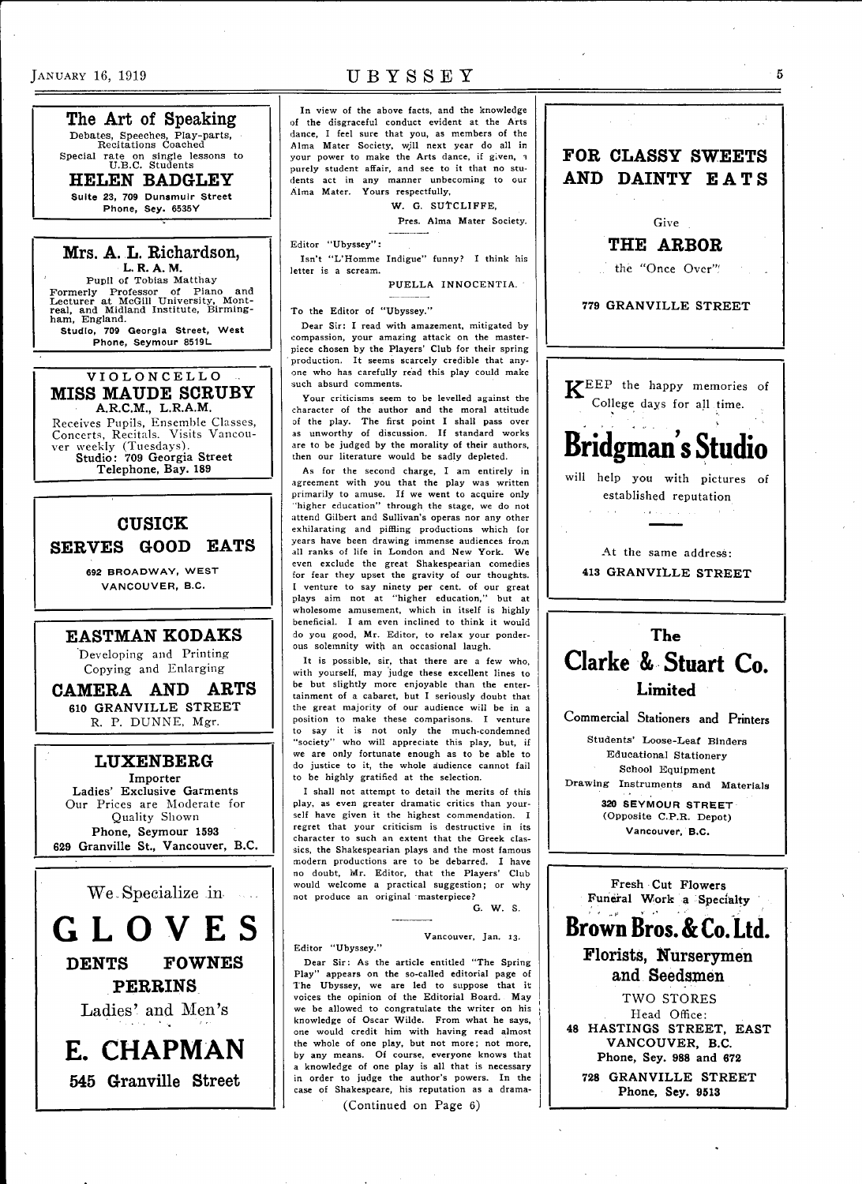**The Art of Speaking**

Debates, Speeches, Play-parts, Recitations Coached

Special rate on single lessons to U.B.C. Students

**HELEN BADGLEY**

Suite 23, 709 Dunsmuir Street
Phone, Sey. 6535Y

---

**Mrs. A. L. Richardson,**
**L. R. A. M.**

Pupil of Tobias Matthay

Formerly Professor of Piano and Lecturer at McGill University, Montreal, and Midland Institute, Birmingham, England.

Studio, 709 Georgia Street, West
Phone, Seymour 8519L

---

**VIOLONCELLO**
**MISS MAUDE SCRUBY**
A.R.C.M., L.R.A.M.

Receives Pupils, Ensemble Classes, Concerts, Recitals. Visits Vancouver weekly (Tuesdays).

Studio: 709 Georgia Street
Telephone, Bay. 189

---

**CUSICK**
**SERVES GOOD EATS**

692 BROADWAY, WEST
VANCOUVER, B.C.

---

**EASTMAN KODAKS**

Developing and Printing
Copying and Enlarging

**CAMERA AND ARTS**
610 GRANVILLE STREET
R. P. DUNNE, Mgr.

---

**LUXENBERG**
Importer

Ladies' Exclusive Garments
Our Prices are Moderate for Quality Shown
Phone, Seymour 1593
629 Granville St., Vancouver, B.C.

---

We Specialize in

**GLOVES**

**DENTS FOWNES**
**PERRINS**

Ladies' and Men's

**E. CHAPMAN**
**545 Granville Street**

---

In view of the above facts, and the knowledge of the disgraceful conduct evident at the Arts dance, I feel sure that you, as members of the Alma Mater Society, will next year do all in your power to make the Arts dance, if given, a purely student affair, and see to it that no students act in any manner unbecoming to our Alma Mater. Yours respectfully,

W. G. SUTCLIFFE,
Pres. Alma Mater Society.

---

Editor "Ubyssey":

Isn't "L'Homme Indigue" funny? I think his letter is a scream.

PUELLA INNOCENTIA.

---

To the Editor of "Ubyssey."

Dear Sir: I read with amazement, mitigated by compassion, your amazing attack on the masterpiece chosen by the Players' Club for their spring production. It seems scarcely credible that anyone who has carefully read this play could make such absurd comments.

Your criticisms seem to be levelled against the character of the author and the moral attitude of the play. The first point I shall pass over as unworthy of discussion. If standard works are to be judged by the morality of their authors, then our literature would be sadly depleted.

As for the second charge, I am entirely in agreement with you that the play was written primarily to amuse. If we went to acquire only "higher education" through the stage, we do not attend Gilbert and Sullivan's operas nor any other exhilarating and piffling productions which for years have been drawing immense audiences from all ranks of life in London and New York. We even exclude the great Shakespearian comedies for fear they upset the gravity of our thoughts. I venture to say ninety per cent. of our great plays aim not at "higher education," but at wholesome amusement, which in itself is highly beneficial. I am even inclined to think it would do you good, Mr. Editor, to relax your ponderous solemnity with an occasional laugh.

It is possible, sir, that there are a few who, with yourself, may judge these excellent lines to be but slightly more enjoyable than the entertainment of a cabaret, but I seriously doubt that the great majority of our audience will be in a position to make these comparisons. I venture to say it is not only the much-condemned "society" who will appreciate this play, but, if we are only fortunate enough as to be able to do justice to it, the whole audience cannot fail to be highly gratified at the selection.

I shall not attempt to detail the merits of this play, as even greater dramatic critics than yourself have given it the highest commendation. I regret that your criticism is destructive in its character to such an extent that the Greek classics, the Shakespearian plays and the most famous modern productions are to be debarred. I have no doubt, Mr. Editor, that the Players' Club would welcome a practical suggestion; or why not produce an original masterpiece?

G. W. S.

---

Vancouver, Jan. 13.

Editor "Ubyssey."

Dear Sir: As the article entitled "The Spring Play" appears on the so-called editorial page of The Ubyssey, we are led to suppose that it voices the opinion of the Editorial Board. May we be allowed to congratulate the writer on his knowledge of Oscar Wilde. From what he says, one would credit him with having read almost the whole of one play, but not more; not more, by any means. Of course, everyone knows that a knowledge of one play is all that is necessary in order to judge the author's powers. In the case of Shakespeare, his reputation as a drama-

(Continued on Page 6)

---

**FOR CLASSY SWEETS AND DAINTY EATS**

Give

**THE ARBOR**

the "Once Over"

779 GRANVILLE STREET

---

KEEP the happy memories of College days for all time.

**Bridgman's Studio**

will help you with pictures of established reputation

At the same address:
413 GRANVILLE STREET

---

**The Clarke & Stuart Co. Limited**

Commercial Stationers and Printers

Students' Loose-Leaf Binders
Educational Stationery
School Equipment
Drawing Instruments and Materials

320 SEYMOUR STREET
(Opposite C.P.R. Depot)
Vancouver, B.C.

---

Fresh Cut Flowers
Funeral Work a Specialty

**Brown Bros. & Co. Ltd.**

**Florists, Nurserymen and Seedsmen**

TWO STORES
Head Office:
48 HASTINGS STREET, EAST
VANCOUVER, B.C.
Phone, Sey. 988 and 672

728 GRANVILLE STREET
Phone, Sey. 9513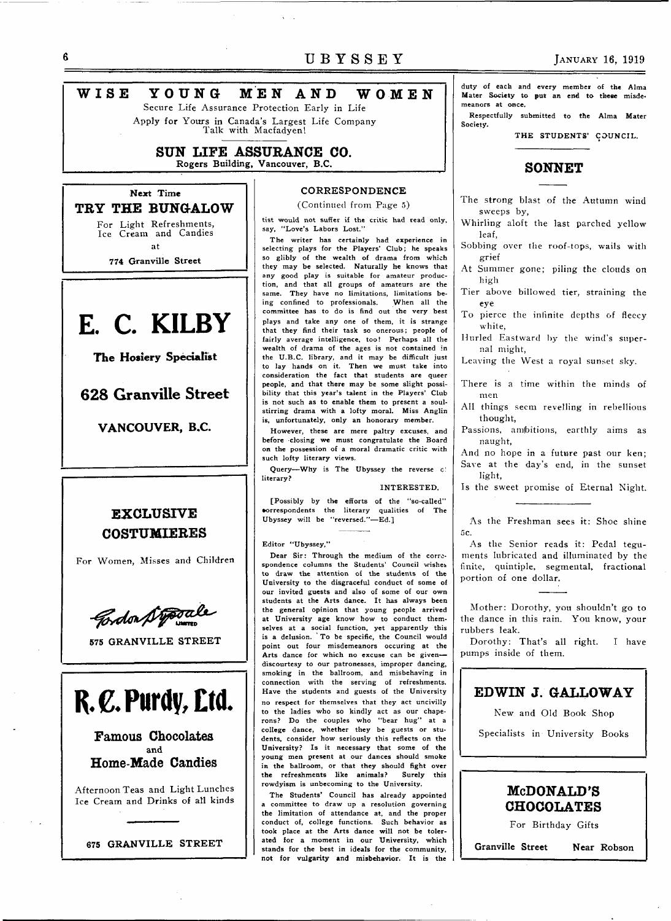**WISE YOUNG MEN AND WOMEN**

Secure Life Assurance Protection Early in Life

Apply for Yours in Canada's Largest Life Company

Talk with Macfadyen!

**SUN LIFE ASSURANCE CO.**

Rogers Building, Vancouver, B.C.

Next Time

**TRY THE BUNGALOW**

For Light Refreshments, Ice Cream and Candies

at

774 Granville Street

# E. C. KILBY

**The Hosiery Specialist**

**628 Granville Street**

**VANCOUVER, B.C.**

**EXCLUSIVE COSTUMIERES**

For Women, Misses and Children

Gordon Sypsdale LIMITED

575 GRANVILLE STREET

# R. C. Purdy, Ltd.

**Famous Chocolates and Home-Made Candies**

Afternoon Teas and Light Lunches
Ice Cream and Drinks of all kinds

675 GRANVILLE STREET

### CORRESPONDENCE

(Continued from Page 5)

tist would not suffer if the critic had read only, say, "Love's Labors Lost."

The writer has certainly had experience in selecting plays for the Players' Club; he speaks so glibly of the wealth of drama from which they may be selected. Naturally he knows that any good play is suitable for amateur production, and that all groups of amateurs are the same. They have no limitations, limitations being confined to professionals. When all the committee has to do is find out the very best plays and take any one of them, it is strange that they find their task so onerous; people of fairly average intelligence, too! Perhaps all the wealth of drama of the ages is not contained in the U.B.C. library, and it may be difficult just to lay hands on it. Then we must take into consideration the fact that students are queer people, and that there may be some slight possibility that this year's talent in the Players' Club is not such as to enable them to present a soul-stirring drama with a lofty moral. Miss Anglin is, unfortunately, only an honorary member.

However, these are mere paltry excuses, and before closing we must congratulate the Board on the possession of a moral dramatic critic with such lofty literary views.

Query—Why is The Ubyssey the reverse of literary?

INTERESTED.

[Possibly by the efforts of the "so-called" correspondents the literary qualities of The Ubyssey will be "reversed."—Ed.]

Editor "Ubyssey,"

Dear Sir: Through the medium of the correspondence columns the Students' Council wishes to draw the attention of the students of the University to the disgraceful conduct of some of our invited guests and also of some of our own students at the Arts dance. It has always been the general opinion that young people arrived at University age know how to conduct themselves at a social function, yet apparently this is a delusion. To be specific, the Council would point out four misdemeanors occuring at the Arts dance for which no excuse can be given—discourtesy to our patronesses, improper dancing, smoking in the ballroom, and misbehaving in connection with the serving of refreshments. Have the students and guests of the University no respect for themselves that they act uncivilly to the ladies who so kindly act as our chaperons? Do the couples who "bear hug" at a college dance, whether they be guests or students, consider how seriously this reflects on the University? Is it necessary that some of the young men present at our dances should smoke in the ballroom, or that they should fight over the refreshments like animals? Surely this rowdyism is unbecoming to the University.

The Students' Council has already appointed a committee to draw up a resolution governing the limitation of attendance at, and the proper conduct of, college functions. Such behavior as took place at the Arts dance will not be tolerated for a moment in our University, which stands for the best in ideals for the community, not for vulgarity and misbehavior. It is the duty of each and every member of the Alma Mater Society to put an end to these misdemeanors at once.

Respectfully submitted to the Alma Mater Society.

THE STUDENTS' COUNCIL.

## SONNET

The strong blast of the Autumn wind sweeps by,
Whirling aloft the last parched yellow leaf,
Sobbing over the roof-tops, wails with grief
At Summer gone; piling the clouds on high
Tier above billowed tier, straining the eye
To pierce the infinite depths of fleecy white,
Hurled Eastward by the wind's supernal might,
Leaving the West a royal sunset sky.

There is a time within the minds of men
All things seem revelling in rebellious thought,
Passions, ambitions, earthly aims as naught,
And no hope in a future past our ken;
Save at the day's end, in the sunset light,
Is the sweet promise of Eternal Night.

As the Freshman sees it: Shoe shine 5c.

As the Senior reads it: Pedal teguments lubricated and illuminated by the finite, quintiple, segmental, fractional portion of one dollar.

Mother: Dorothy, you shouldn't go to the dance in this rain. You know, your rubbers leak.

Dorothy: That's all right. I have pumps inside of them.

**EDWIN J. GALLOWAY**

New and Old Book Shop

Specialists in University Books

**McDONALD'S CHOCOLATES**

For Birthday Gifts

Granville Street Near Robson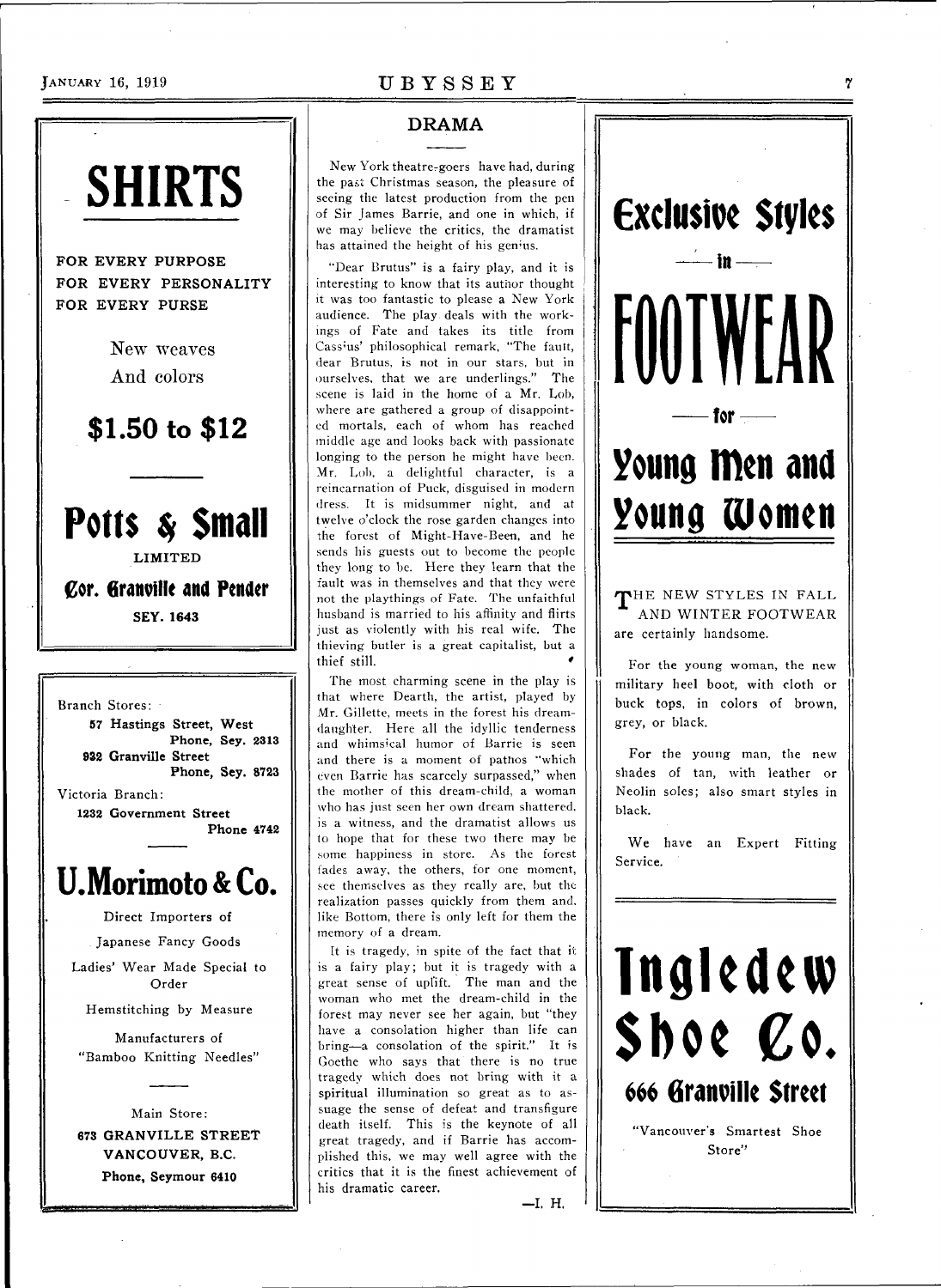# SHIRTS

**FOR EVERY PURPOSE**
**FOR EVERY PERSONALITY**
**FOR EVERY PURSE**

New weaves
And colors

## $1.50 to $12

## Potts & Small

LIMITED

**Cor. Granville and Pender**

**SEY. 1643**

---

Branch Stores:
**57 Hastings Street, West**
**Phone, Sey. 2313**
**932 Granville Street**
**Phone, Sey. 8723**

Victoria Branch:
**1232 Government Street**
**Phone 4742**

## U. Morimoto & Co.

Direct Importers of

Japanese Fancy Goods

Ladies' Wear Made Special to Order

Hemstitching by Measure

Manufacturers of
"Bamboo Knitting Needles"

Main Store:
**673 GRANVILLE STREET**
**VANCOUVER, B.C.**
**Phone, Seymour 6410**

---

## DRAMA

New York theatre-goers have had, during the past Christmas season, the pleasure of seeing the latest production from the pen of Sir James Barrie, and one in which, if we may believe the critics, the dramatist has attained the height of his genius.

"Dear Brutus" is a fairy play, and it is interesting to know that its author thought it was too fantastic to please a New York audience. The play deals with the workings of Fate and takes its title from Cassius' philosophical remark, "The fault, dear Brutus, is not in our stars, but in ourselves, that we are underlings." The scene is laid in the home of a Mr. Lob, where are gathered a group of disappointed mortals, each of whom has reached middle age and looks back with passionate longing to the person he might have been. Mr. Lob, a delightful character, is a reincarnation of Puck, disguised in modern dress. It is midsummer night, and at twelve o'clock the rose garden changes into the forest of Might-Have-Been, and he sends his guests out to become the people they long to be. Here they learn that the fault was in themselves and that they were not the playthings of Fate. The unfaithful husband is married to his affinity and flirts just as violently with his real wife. The thieving butler is a great capitalist, but a thief still.

The most charming scene in the play is that where Dearth, the artist, played by Mr. Gillette, meets in the forest his dream-daughter. Here all the idyllic tenderness and whimsical humor of Barrie is seen and there is a moment of pathos "which even Barrie has scarcely surpassed," when the mother of this dream-child, a woman who has just seen her own dream shattered, is a witness, and the dramatist allows us to hope that for these two there may be some happiness in store. As the forest fades away, the others, for one moment, see themselves as they really are, but the realization passes quickly from them and, like Bottom, there is only left for them the memory of a dream.

It is tragedy, in spite of the fact that it is a fairy play; but it is tragedy with a great sense of uplift. The man and the woman who met the dream-child in the forest may never see her again, but "they have a consolation higher than life can bring—a consolation of the spirit." It is Goethe who says that there is no true tragedy which does not bring with it a spiritual illumination so great as to assuage the sense of defeat and transfigure death itself. This is the keynote of all great tragedy, and if Barrie has accomplished this, we may well agree with the critics that it is the finest achievement of his dramatic career.

—I. H.

---

# Exclusive Styles

— in —

# FOOTWEAR

— for —

# Young Men and Young Women

THE NEW STYLES IN FALL AND WINTER FOOTWEAR are certainly handsome.

For the young woman, the new military heel boot, with cloth or buck tops, in colors of brown, grey, or black.

For the young man, the new shades of tan, with leather or Neolin soles; also smart styles in black.

We have an Expert Fitting Service.

# Ingledew Shoe Co.

## 666 Granville Street

"Vancouver's Smartest Shoe Store"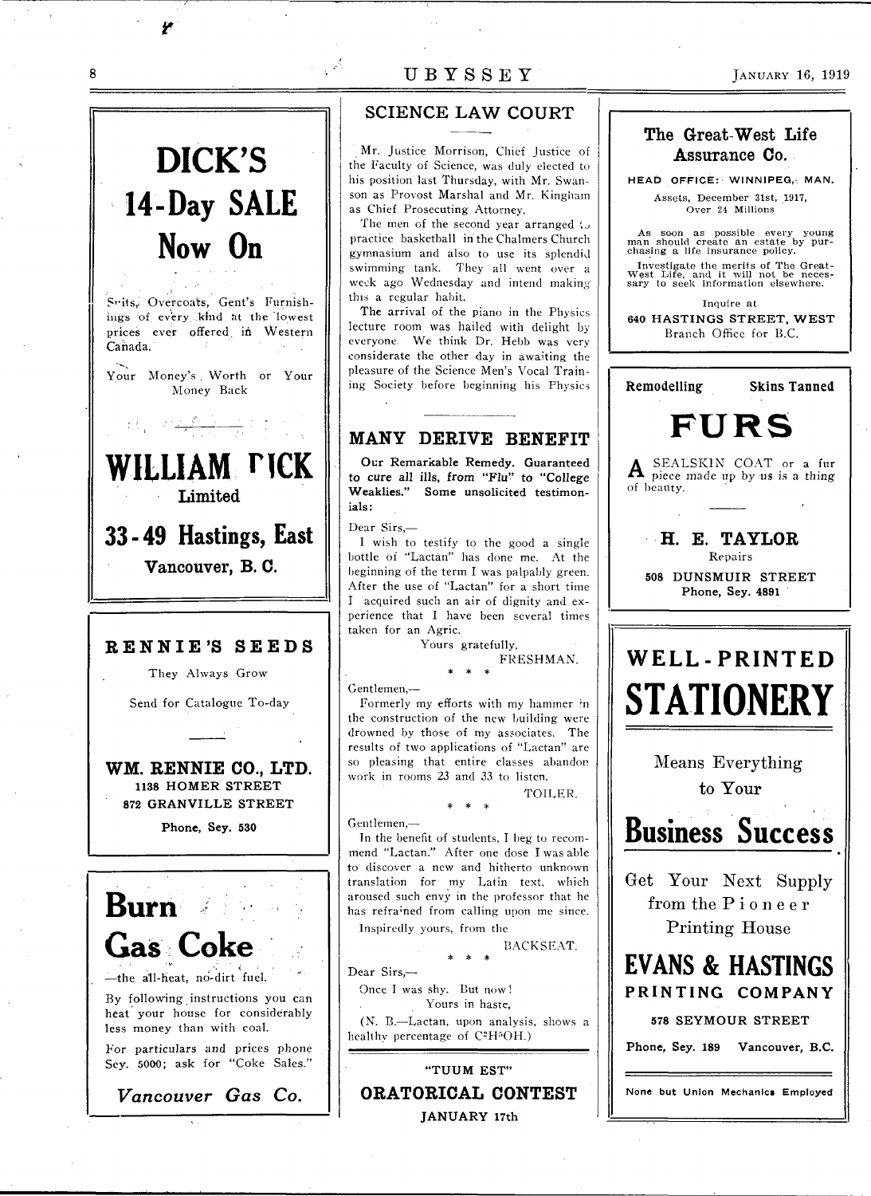# DICK'S 14-Day SALE Now On

Suits, Overcoats, Gent's Furnishings of every kind at the lowest prices ever offered in Western Canada.

Your Money's Worth or Your Money Back

**WILLIAM DICK Limited**

**33-49 Hastings, East**

**Vancouver, B. C.**

---

## RENNIE'S SEEDS

They Always Grow

Send for Catalogue To-day

**WM. RENNIE CO., LTD.**
**1138 HOMER STREET**
**872 GRANVILLE STREET**

**Phone, Sey. 530**

---

## Burn Gas Coke

—the all-heat, no-dirt fuel.

By following instructions you can heat your house for considerably less money than with coal.

For particulars and prices phone Sey. 5000; ask for "Coke Sales."

*Vancouver Gas Co.*

---

## SCIENCE LAW COURT

Mr. Justice Morrison, Chief Justice of the Faculty of Science, was duly elected to his position last Thursday, with Mr. Swanson as Provost Marshal and Mr. Kingham as Chief Prosecuting Attorney.

The men of the second year arranged to practice basketball in the Chalmers Church gymnasium and also to use its splendid swimming tank. They all went over a week ago Wednesday and intend making this a regular habit.

The arrival of the piano in the Physics lecture room was hailed with delight by everyone. We think Dr. Hebb was very considerate the other day in awaiting the pleasure of the Science Men's Vocal Training Society before beginning his Physics

---

## MANY DERIVE BENEFIT

**Our Remarkable Remedy. Guaranteed to cure all ills, from "Flu" to "College Weaklies." Some unsolicited testimonials:**

Dear Sirs,—

I wish to testify to the good a single bottle of "Lactan" has done me. At the beginning of the term I was palpably green. After the use of "Lactan" for a short time I acquired such an air of dignity and experience that I have been several times taken for an Agric.

Yours gratefully,

FRESHMAN.

\* \* \*

Gentlemen,—

Formerly my efforts with my hammer in the construction of the new building were drowned by those of my associates. The results of two applications of "Lactan" are so pleasing that entire classes abandon work in rooms 23 and 33 to listen.

TOILER.

\* \* \*

Gentlemen,—

In the benefit of students, I beg to recommend "Lactan." After one dose I was able to discover a new and hitherto unknown translation for my Latin text, which aroused such envy in the professor that he has refrained from calling upon me since.

Inspiredly yours, from the

BACKSEAT.

\* \* \*

Dear Sirs,—

Once I was shy. But now!

Yours in haste,

(N. B.—Lactan, upon analysis, shows a healthy percentage of $C^2H^5OH$.)

---

"TUUM EST"

## ORATORICAL CONTEST

JANUARY 17th

---

## The Great-West Life Assurance Co.

**HEAD OFFICE: WINNIPEG, MAN.**

Assets, December 31st, 1917, Over 24 Millions

As soon as possible every young man should create an estate by purchasing a life insurance policy.

Investigate the merits of The Great-West Life, and it will not be necessary to seek information elsewhere.

Inquire at

**640 HASTINGS STREET, WEST**

Branch Office for B.C.

---

**Remodelling** **Skins Tanned**

# FURS

A SEALSKIN COAT or a fur piece made up by us is a thing of beauty.

**H. E. TAYLOR**

Repairs

**508 DUNSMUIR STREET**
**Phone, Sey. 4891**

---

## WELL-PRINTED STATIONERY

Means Everything to Your

## Business Success

Get Your Next Supply from the Pioneer Printing House

**EVANS & HASTINGS PRINTING COMPANY**

**578 SEYMOUR STREET**

**Phone, Sey. 189 Vancouver, B.C.**

**None but Union Mechanics Employed**